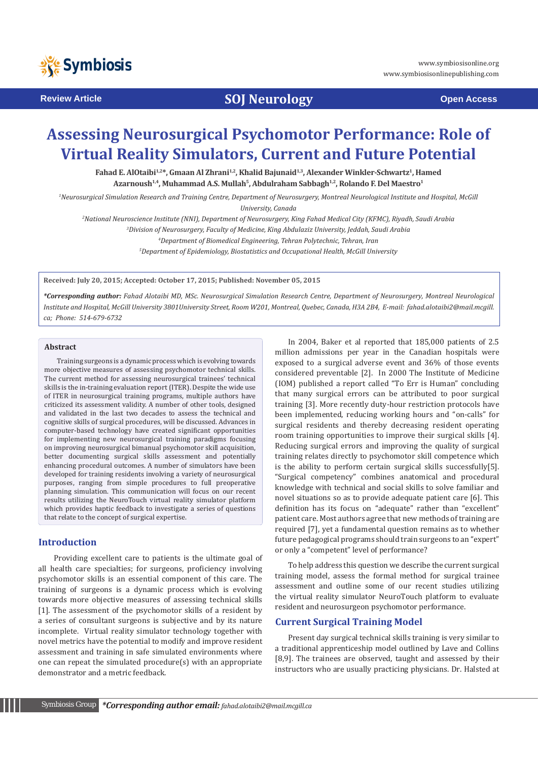Review Article | SOJ Neurology | Open Access

# Assessing Neurosurgical Psychomotor Performance: Role of Virtual Reality Simulators, Current and Future Potential

**Fahad E. AlOtaibi[1,2]*, Gmaan Al Zhrani[1,2], Khalid Bajunaid[1,3], Alexander Winkler-Schwartz[1], Hamed Azarnoush[1,4], Muhammad A.S. Mullah[5], Abdulrahman Sabbagh[1,2], Rolando F. Del Maestro[1]**

*[1]Neurosurgical Simulation Research and Training Centre, Department of Neurosurgery, Montreal Neurological Institute and Hospital, McGill University, Canada*

*[2]National Neuroscience Institute (NNI), Department of Neurosurgery, King Fahad Medical City (KFMC), Riyadh, Saudi Arabia*

*[3]Division of Neurosurgery, Faculty of Medicine, King Abdulaziz University, Jeddah, Saudi Arabia*

*[4]Department of Biomedical Engineering, Tehran Polytechnic, Tehran, Iran*

*[5]Department of Epidemiology, Biostatistics and Occupational Health, McGill University*

**Received: July 20, 2015; Accepted: October 17, 2015; Published: November 05, 2015**

***Corresponding author:** *Fahad Alotaibi MD, MSc. Neurosurgical Simulation Research Centre, Department of Neurosurgery, Montreal Neurological Institute and Hospital, McGill University 3801University Street, Room W201, Montreal, Quebec, Canada, H3A 2B4, E-mail: fahad.alotaibi2@mail.mcgill.ca; Phone: 514-679-6732*

## Abstract

Training surgeons is a dynamic process which is evolving towards more objective measures of assessing psychomotor technical skills. The current method for assessing neurosurgical trainees' technical skills is the in-training evaluation report (ITER). Despite the wide use of ITER in neurosurgical training programs, multiple authors have criticized its assessment validity. A number of other tools, designed and validated in the last two decades to assess the technical and cognitive skills of surgical procedures, will be discussed. Advances in computer-based technology have created significant opportunities for implementing new neurosurgical training paradigms focusing on improving neurosurgical bimanual psychomotor skill acquisition, better documenting surgical skills assessment and potentially enhancing procedural outcomes. A number of simulators have been developed for training residents involving a variety of neurosurgical purposes, ranging from simple procedures to full preoperative planning simulation. This communication will focus on our recent results utilizing the NeuroTouch virtual reality simulator platform which provides haptic feedback to investigate a series of questions that relate to the concept of surgical expertise.

## Introduction

Providing excellent care to patients is the ultimate goal of all health care specialties; for surgeons, proficiency involving psychomotor skills is an essential component of this care. The training of surgeons is a dynamic process which is evolving towards more objective measures of assessing technical skills [1]. The assessment of the psychomotor skills of a resident by a series of consultant surgeons is subjective and by its nature incomplete. Virtual reality simulator technology together with novel metrics have the potential to modify and improve resident assessment and training in safe simulated environments where one can repeat the simulated procedure(s) with an appropriate demonstrator and a metric feedback.

In 2004, Baker et al reported that 185,000 patients of 2.5 million admissions per year in the Canadian hospitals were exposed to a surgical adverse event and 36% of those events considered preventable [2]. In 2000 The Institute of Medicine (IOM) published a report called "To Err is Human" concluding that many surgical errors can be attributed to poor surgical training [3]. More recently duty-hour restriction protocols have been implemented, reducing working hours and "on-calls" for surgical residents and thereby decreasing resident operating room training opportunities to improve their surgical skills [4]. Reducing surgical errors and improving the quality of surgical training relates directly to psychomotor skill competence which is the ability to perform certain surgical skills successfully[5]. "Surgical competency" combines anatomical and procedural knowledge with technical and social skills to solve familiar and novel situations so as to provide adequate patient care [6]. This definition has its focus on "adequate" rather than "excellent" patient care. Most authors agree that new methods of training are required [7], yet a fundamental question remains as to whether future pedagogical programs should train surgeons to an "expert" or only a "competent" level of performance?

To help address this question we describe the current surgical training model, assess the formal method for surgical trainee assessment and outline some of our recent studies utilizing the virtual reality simulator NeuroTouch platform to evaluate resident and neurosurgeon psychomotor performance.

## Current Surgical Training Model

Present day surgical technical skills training is very similar to a traditional apprenticeship model outlined by Lave and Collins [8,9]. The trainees are observed, taught and assessed by their instructors who are usually practicing physicians. Dr. Halsted at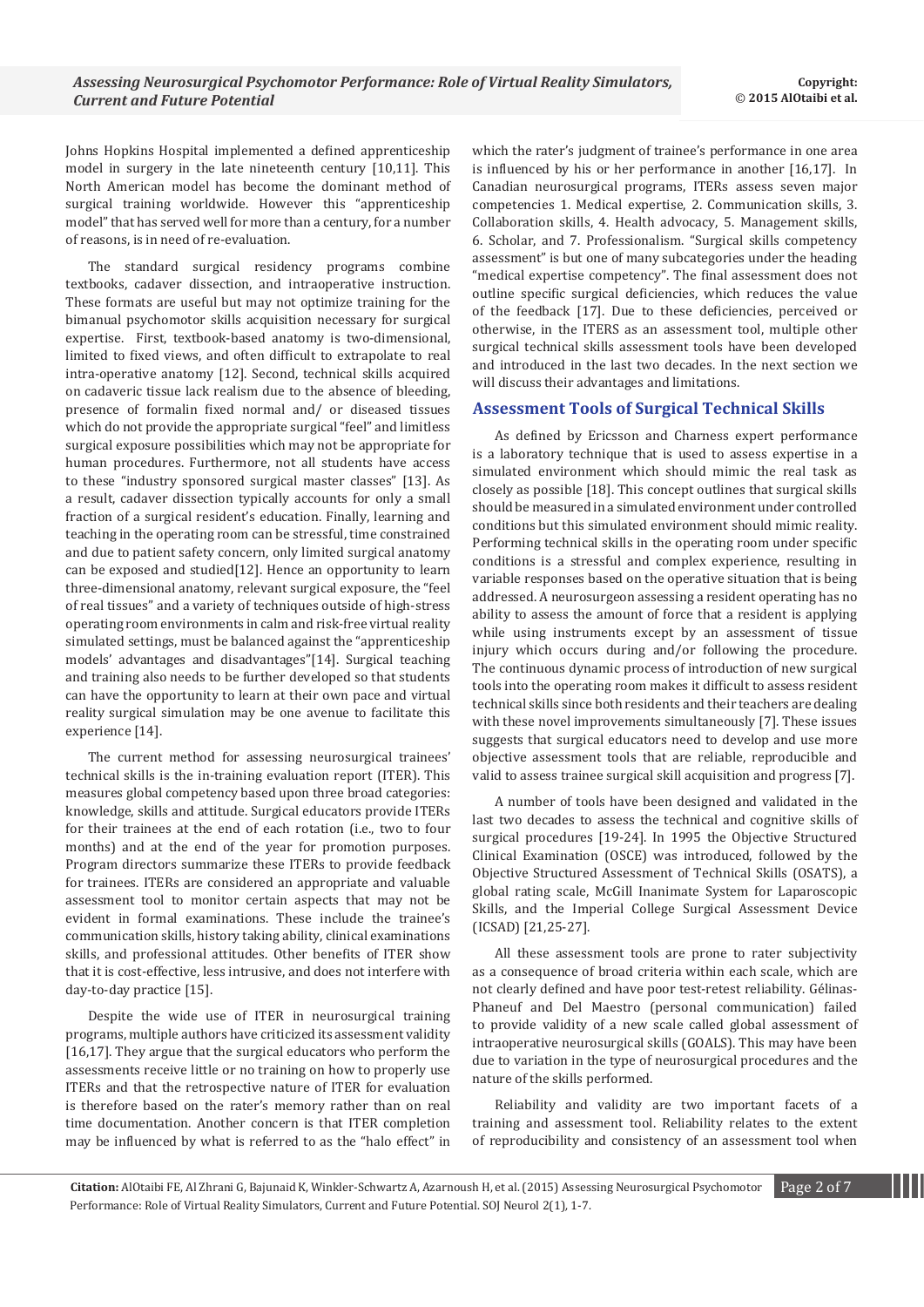Johns Hopkins Hospital implemented a defined apprenticeship model in surgery in the late nineteenth century [10,11]. This North American model has become the dominant method of surgical training worldwide. However this "apprenticeship model" that has served well for more than a century, for a number of reasons, is in need of re-evaluation.

The standard surgical residency programs combine textbooks, cadaver dissection, and intraoperative instruction. These formats are useful but may not optimize training for the bimanual psychomotor skills acquisition necessary for surgical expertise. First, textbook-based anatomy is two-dimensional, limited to fixed views, and often difficult to extrapolate to real intra-operative anatomy [12]. Second, technical skills acquired on cadaveric tissue lack realism due to the absence of bleeding, presence of formalin fixed normal and/ or diseased tissues which do not provide the appropriate surgical "feel" and limitless surgical exposure possibilities which may not be appropriate for human procedures. Furthermore, not all students have access to these "industry sponsored surgical master classes" [13]. As a result, cadaver dissection typically accounts for only a small fraction of a surgical resident's education. Finally, learning and teaching in the operating room can be stressful, time constrained and due to patient safety concern, only limited surgical anatomy can be exposed and studied[12]. Hence an opportunity to learn three-dimensional anatomy, relevant surgical exposure, the "feel of real tissues" and a variety of techniques outside of high-stress operating room environments in calm and risk-free virtual reality simulated settings, must be balanced against the "apprenticeship models' advantages and disadvantages"[14]. Surgical teaching and training also needs to be further developed so that students can have the opportunity to learn at their own pace and virtual reality surgical simulation may be one avenue to facilitate this experience [14].

The current method for assessing neurosurgical trainees' technical skills is the in-training evaluation report (ITER). This measures global competency based upon three broad categories: knowledge, skills and attitude. Surgical educators provide ITERs for their trainees at the end of each rotation (i.e., two to four months) and at the end of the year for promotion purposes. Program directors summarize these ITERs to provide feedback for trainees. ITERs are considered an appropriate and valuable assessment tool to monitor certain aspects that may not be evident in formal examinations. These include the trainee's communication skills, history taking ability, clinical examinations skills, and professional attitudes. Other benefits of ITER show that it is cost-effective, less intrusive, and does not interfere with day-to-day practice [15].

Despite the wide use of ITER in neurosurgical training programs, multiple authors have criticized its assessment validity [16,17]. They argue that the surgical educators who perform the assessments receive little or no training on how to properly use ITERs and that the retrospective nature of ITER for evaluation is therefore based on the rater's memory rather than on real time documentation. Another concern is that ITER completion may be influenced by what is referred to as the "halo effect" in which the rater's judgment of trainee's performance in one area is influenced by his or her performance in another [16,17]. In Canadian neurosurgical programs, ITERs assess seven major competencies 1. Medical expertise, 2. Communication skills, 3. Collaboration skills, 4. Health advocacy, 5. Management skills, 6. Scholar, and 7. Professionalism. "Surgical skills competency assessment" is but one of many subcategories under the heading "medical expertise competency". The final assessment does not outline specific surgical deficiencies, which reduces the value of the feedback [17]. Due to these deficiencies, perceived or otherwise, in the ITERS as an assessment tool, multiple other surgical technical skills assessment tools have been developed and introduced in the last two decades. In the next section we will discuss their advantages and limitations.

## Assessment Tools of Surgical Technical Skills

As defined by Ericsson and Charness expert performance is a laboratory technique that is used to assess expertise in a simulated environment which should mimic the real task as closely as possible [18]. This concept outlines that surgical skills should be measured in a simulated environment under controlled conditions but this simulated environment should mimic reality. Performing technical skills in the operating room under specific conditions is a stressful and complex experience, resulting in variable responses based on the operative situation that is being addressed. A neurosurgeon assessing a resident operating has no ability to assess the amount of force that a resident is applying while using instruments except by an assessment of tissue injury which occurs during and/or following the procedure. The continuous dynamic process of introduction of new surgical tools into the operating room makes it difficult to assess resident technical skills since both residents and their teachers are dealing with these novel improvements simultaneously [7]. These issues suggests that surgical educators need to develop and use more objective assessment tools that are reliable, reproducible and valid to assess trainee surgical skill acquisition and progress [7].

A number of tools have been designed and validated in the last two decades to assess the technical and cognitive skills of surgical procedures [19-24]. In 1995 the Objective Structured Clinical Examination (OSCE) was introduced, followed by the Objective Structured Assessment of Technical Skills (OSATS), a global rating scale, McGill Inanimate System for Laparoscopic Skills, and the Imperial College Surgical Assessment Device (ICSAD) [21,25-27].

All these assessment tools are prone to rater subjectivity as a consequence of broad criteria within each scale, which are not clearly defined and have poor test-retest reliability. Gélinas-Phaneuf and Del Maestro (personal communication) failed to provide validity of a new scale called global assessment of intraoperative neurosurgical skills (GOALS). This may have been due to variation in the type of neurosurgical procedures and the nature of the skills performed.

Reliability and validity are two important facets of a training and assessment tool. Reliability relates to the extent of reproducibility and consistency of an assessment tool when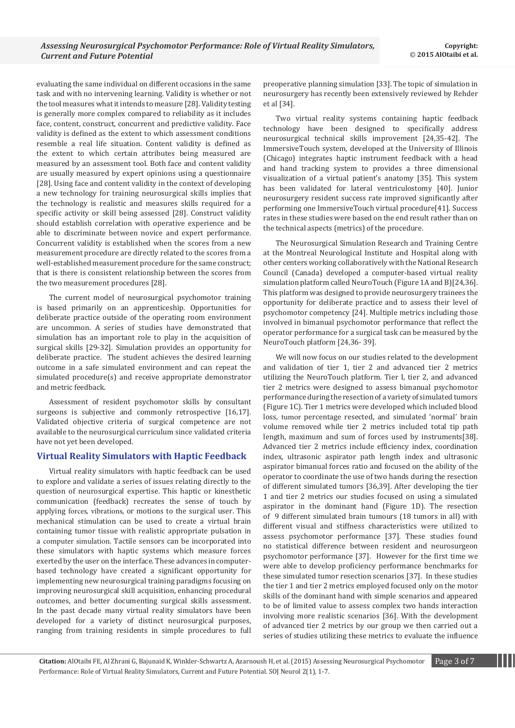evaluating the same individual on different occasions in the same task and with no intervening learning. Validity is whether or not the tool measures what it intends to measure [28]. Validity testing is generally more complex compared to reliability as it includes face, content, construct, concurrent and predictive validity. Face validity is defined as the extent to which assessment conditions resemble a real life situation. Content validity is defined as the extent to which certain attributes being measured are measured by an assessment tool. Both face and content validity are usually measured by expert opinions using a questionnaire [28]. Using face and content validity in the context of developing a new technology for training neurosurgical skills implies that the technology is realistic and measures skills required for a specific activity or skill being assessed [28]. Construct validity should establish correlation with operative experience and be able to discriminate between novice and expert performance. Concurrent validity is established when the scores from a new measurement procedure are directly related to the scores from a well-established measurement procedure for the same construct; that is there is consistent relationship between the scores from the two measurement procedures [28].

The current model of neurosurgical psychomotor training is based primarily on an apprenticeship. Opportunities for deliberate practice outside of the operating room environment are uncommon. A series of studies have demonstrated that simulation has an important role to play in the acquisition of surgical skills [29-32]. Simulation provides an opportunity for deliberate practice. The student achieves the desired learning outcome in a safe simulated environment and can repeat the simulated procedure(s) and receive appropriate demonstrator and metric feedback.

Assessment of resident psychomotor skills by consultant surgeons is subjective and commonly retrospective [16,17]. Validated objective criteria of surgical competence are not available to the neurosurgical curriculum since validated criteria have not yet been developed.

## Virtual Reality Simulators with Haptic Feedback

Virtual reality simulators with haptic feedback can be used to explore and validate a series of issues relating directly to the question of neurosurgical expertise. This haptic or kinesthetic communication (feedback) recreates the sense of touch by applying forces, vibrations, or motions to the surgical user. This mechanical stimulation can be used to create a virtual brain containing tumor tissue with realistic appropriate pulsation in a computer simulation. Tactile sensors can be incorporated into these simulators with haptic systems which measure forces exerted by the user on the interface. These advances in computer-based technology have created a significant opportunity for implementing new neurosurgical training paradigms focusing on improving neurosurgical skill acquisition, enhancing procedural outcomes, and better documenting surgical skills assessment. In the past decade many virtual reality simulators have been developed for a variety of distinct neurosurgical purposes, ranging from training residents in simple procedures to full preoperative planning simulation [33]. The topic of simulation in neurosurgery has recently been extensively reviewed by Rehder et al [34].

Two virtual reality systems containing haptic feedback technology have been designed to specifically address neurosurgical technical skills improvement [24,35-42]. The ImmersiveTouch system, developed at the University of Illinois (Chicago) integrates haptic instrument feedback with a head and hand tracking system to provides a three dimensional visualization of a virtual patient's anatomy [35]. This system has been validated for lateral ventriculostomy [40]. Junior neurosurgery resident success rate improved significantly after performing one ImmersiveTouch virtual procedure[41]. Success rates in these studies were based on the end result rather than on the technical aspects (metrics) of the procedure.

The Neurosurgical Simulation Research and Training Centre at the Montreal Neurological Institute and Hospital along with other centers working collaboratively with the National Research Council (Canada) developed a computer-based virtual reality simulation platform called NeuroTouch (Figure 1A and B)[24,36]. This platform was designed to provide neurosurgery trainees the opportunity for deliberate practice and to assess their level of psychomotor competency [24]. Multiple metrics including those involved in bimanual psychomotor performance that reflect the operator performance for a surgical task can be measured by the NeuroTouch platform [24,36- 39].

We will now focus on our studies related to the development and validation of tier 1, tier 2 and advanced tier 2 metrics utilizing the NeuroTouch platform. Tier I, tier 2, and advanced tier 2 metrics were designed to assess bimanual psychomotor performance during the resection of a variety of simulated tumors (Figure 1C). Tier 1 metrics were developed which included blood loss, tumor percentage resected, and simulated 'normal' brain volume removed while tier 2 metrics included total tip path length, maximum and sum of forces used by instruments[38]. Advanced tier 2 metrics include efficiency index, coordination index, ultrasonic aspirator path length index and ultrasonic aspirator bimanual forces ratio and focused on the ability of the operator to coordinate the use of two hands during the resection of different simulated tumors [36,39]. After developing the tier 1 and tier 2 metrics our studies focused on using a simulated aspirator in the dominant hand (Figure 1D). The resection of 9 different simulated brain tumours (18 tumors in all) with different visual and stiffness characteristics were utilized to assess psychomotor performance [37]. These studies found no statistical difference between resident and neurosurgeon psychomotor performance [37]. However for the first time we were able to develop proficiency performance benchmarks for these simulated tumor resection scenarios [37]. In these studies the tier 1 and tier 2 metrics employed focused only on the motor skills of the dominant hand with simple scenarios and appeared to be of limited value to assess complex two hands interaction involving more realistic scenarios [36]. With the development of advanced tier 2 metrics by our group we then carried out a series of studies utilizing these metrics to evaluate the influence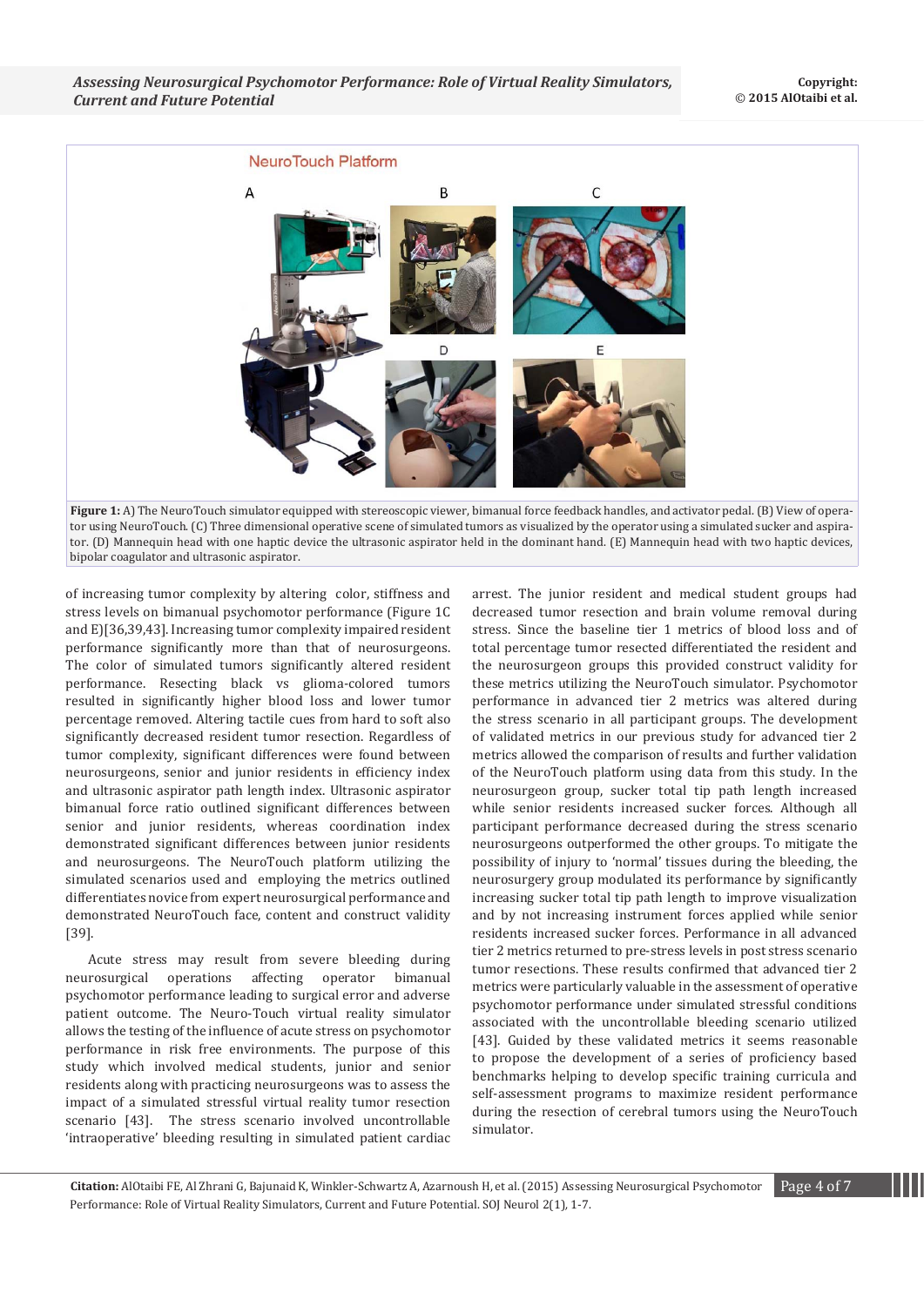NeuroTouch Platform

A B C D E

**Figure 1:** A) The NeuroTouch simulator equipped with stereoscopic viewer, bimanual force feedback handles, and activator pedal. (B) View of operator using NeuroTouch. (C) Three dimensional operative scene of simulated tumors as visualized by the operator using a simulated sucker and aspirator. (D) Mannequin head with one haptic device the ultrasonic aspirator held in the dominant hand. (E) Mannequin head with two haptic devices, bipolar coagulator and ultrasonic aspirator.

of increasing tumor complexity by altering color, stiffness and stress levels on bimanual psychomotor performance (Figure 1C and E)[36,39,43]. Increasing tumor complexity impaired resident performance significantly more than that of neurosurgeons. The color of simulated tumors significantly altered resident performance. Resecting black vs glioma-colored tumors resulted in significantly higher blood loss and lower tumor percentage removed. Altering tactile cues from hard to soft also significantly decreased resident tumor resection. Regardless of tumor complexity, significant differences were found between neurosurgeons, senior and junior residents in efficiency index and ultrasonic aspirator path length index. Ultrasonic aspirator bimanual force ratio outlined significant differences between senior and junior residents, whereas coordination index demonstrated significant differences between junior residents and neurosurgeons. The NeuroTouch platform utilizing the simulated scenarios used and employing the metrics outlined differentiates novice from expert neurosurgical performance and demonstrated NeuroTouch face, content and construct validity [39].

Acute stress may result from severe bleeding during neurosurgical operations affecting operator bimanual psychomotor performance leading to surgical error and adverse patient outcome. The Neuro-Touch virtual reality simulator allows the testing of the influence of acute stress on psychomotor performance in risk free environments. The purpose of this study which involved medical students, junior and senior residents along with practicing neurosurgeons was to assess the impact of a simulated stressful virtual reality tumor resection scenario [43]. The stress scenario involved uncontrollable 'intraoperative' bleeding resulting in simulated patient cardiac arrest. The junior resident and medical student groups had decreased tumor resection and brain volume removal during stress. Since the baseline tier 1 metrics of blood loss and of total percentage tumor resected differentiated the resident and the neurosurgeon groups this provided construct validity for these metrics utilizing the NeuroTouch simulator. Psychomotor performance in advanced tier 2 metrics was altered during the stress scenario in all participant groups. The development of validated metrics in our previous study for advanced tier 2 metrics allowed the comparison of results and further validation of the NeuroTouch platform using data from this study. In the neurosurgeon group, sucker total tip path length increased while senior residents increased sucker forces. Although all participant performance decreased during the stress scenario neurosurgeons outperformed the other groups. To mitigate the possibility of injury to 'normal' tissues during the bleeding, the neurosurgery group modulated its performance by significantly increasing sucker total tip path length to improve visualization and by not increasing instrument forces applied while senior residents increased sucker forces. Performance in all advanced tier 2 metrics returned to pre-stress levels in post stress scenario tumor resections. These results confirmed that advanced tier 2 metrics were particularly valuable in the assessment of operative psychomotor performance under simulated stressful conditions associated with the uncontrollable bleeding scenario utilized [43]. Guided by these validated metrics it seems reasonable to propose the development of a series of proficiency based benchmarks helping to develop specific training curricula and self-assessment programs to maximize resident performance during the resection of cerebral tumors using the NeuroTouch simulator.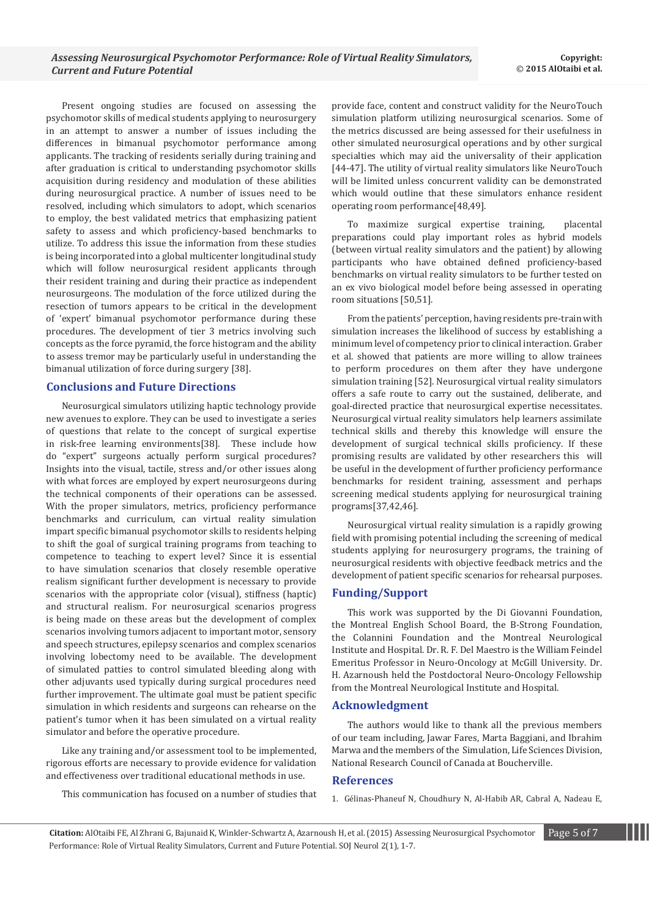Present ongoing studies are focused on assessing the psychomotor skills of medical students applying to neurosurgery in an attempt to answer a number of issues including the differences in bimanual psychomotor performance among applicants. The tracking of residents serially during training and after graduation is critical to understanding psychomotor skills acquisition during residency and modulation of these abilities during neurosurgical practice. A number of issues need to be resolved, including which simulators to adopt, which scenarios to employ, the best validated metrics that emphasizing patient safety to assess and which proficiency-based benchmarks to utilize. To address this issue the information from these studies is being incorporated into a global multicenter longitudinal study which will follow neurosurgical resident applicants through their resident training and during their practice as independent neurosurgeons. The modulation of the force utilized during the resection of tumors appears to be critical in the development of 'expert' bimanual psychomotor performance during these procedures. The development of tier 3 metrics involving such concepts as the force pyramid, the force histogram and the ability to assess tremor may be particularly useful in understanding the bimanual utilization of force during surgery [38].

## Conclusions and Future Directions

Neurosurgical simulators utilizing haptic technology provide new avenues to explore. They can be used to investigate a series of questions that relate to the concept of surgical expertise in risk-free learning environments[38]. These include how do "expert" surgeons actually perform surgical procedures? Insights into the visual, tactile, stress and/or other issues along with what forces are employed by expert neurosurgeons during the technical components of their operations can be assessed. With the proper simulators, metrics, proficiency performance benchmarks and curriculum, can virtual reality simulation impart specific bimanual psychomotor skills to residents helping to shift the goal of surgical training programs from teaching to competence to teaching to expert level? Since it is essential to have simulation scenarios that closely resemble operative realism significant further development is necessary to provide scenarios with the appropriate color (visual), stiffness (haptic) and structural realism. For neurosurgical scenarios progress is being made on these areas but the development of complex scenarios involving tumors adjacent to important motor, sensory and speech structures, epilepsy scenarios and complex scenarios involving lobectomy need to be available. The development of simulated patties to control simulated bleeding along with other adjuvants used typically during surgical procedures need further improvement. The ultimate goal must be patient specific simulation in which residents and surgeons can rehearse on the patient's tumor when it has been simulated on a virtual reality simulator and before the operative procedure.

Like any training and/or assessment tool to be implemented, rigorous efforts are necessary to provide evidence for validation and effectiveness over traditional educational methods in use.

This communication has focused on a number of studies that provide face, content and construct validity for the NeuroTouch simulation platform utilizing neurosurgical scenarios. Some of the metrics discussed are being assessed for their usefulness in other simulated neurosurgical operations and by other surgical specialties which may aid the universality of their application [44-47]. The utility of virtual reality simulators like NeuroTouch will be limited unless concurrent validity can be demonstrated which would outline that these simulators enhance resident operating room performance[48,49].

To maximize surgical expertise training, placental preparations could play important roles as hybrid models (between virtual reality simulators and the patient) by allowing participants who have obtained defined proficiency-based benchmarks on virtual reality simulators to be further tested on an ex vivo biological model before being assessed in operating room situations [50,51].

From the patients' perception, having residents pre-train with simulation increases the likelihood of success by establishing a minimum level of competency prior to clinical interaction. Graber et al. showed that patients are more willing to allow trainees to perform procedures on them after they have undergone simulation training [52]. Neurosurgical virtual reality simulators offers a safe route to carry out the sustained, deliberate, and goal-directed practice that neurosurgical expertise necessitates. Neurosurgical virtual reality simulators help learners assimilate technical skills and thereby this knowledge will ensure the development of surgical technical skills proficiency. If these promising results are validated by other researchers this will be useful in the development of further proficiency performance benchmarks for resident training, assessment and perhaps screening medical students applying for neurosurgical training programs[37,42,46].

Neurosurgical virtual reality simulation is a rapidly growing field with promising potential including the screening of medical students applying for neurosurgery programs, the training of neurosurgical residents with objective feedback metrics and the development of patient specific scenarios for rehearsal purposes.

## Funding/Support

This work was supported by the Di Giovanni Foundation, the Montreal English School Board, the B-Strong Foundation, the Colannini Foundation and the Montreal Neurological Institute and Hospital. Dr. R. F. Del Maestro is the William Feindel Emeritus Professor in Neuro-Oncology at McGill University. Dr. H. Azarnoush held the Postdoctoral Neuro-Oncology Fellowship from the Montreal Neurological Institute and Hospital.

## Acknowledgment

The authors would like to thank all the previous members of our team including, Jawar Fares, Marta Baggiani, and Ibrahim Marwa and the members of the Simulation, Life Sciences Division, National Research Council of Canada at Boucherville.

## References

1. Gélinas-Phaneuf N, Choudhury N, Al-Habib AR, Cabral A, Nadeau E,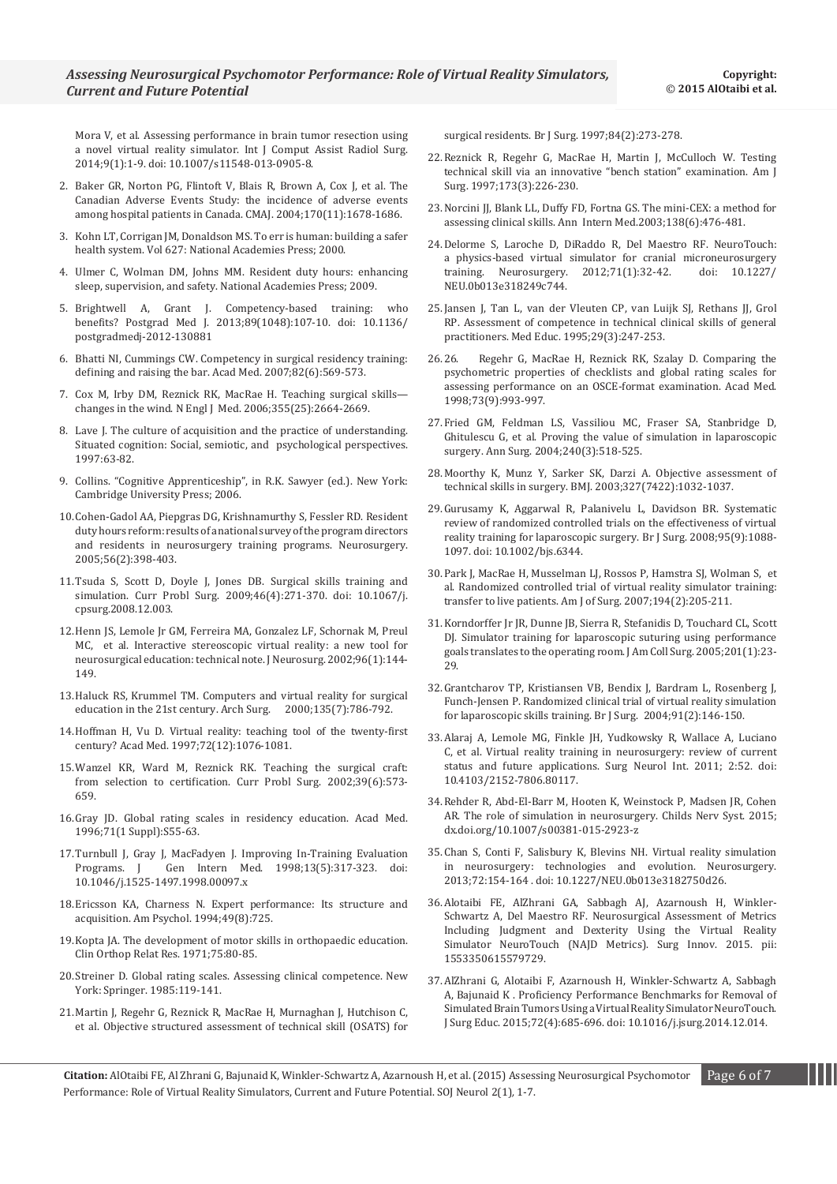Mora V, et al. Assessing performance in brain tumor resection using a novel virtual reality simulator. Int J Comput Assist Radiol Surg. 2014;9(1):1-9. doi: 10.1007/s11548-013-0905-8.

2. Baker GR, Norton PG, Flintoft V, Blais R, Brown A, Cox J, et al. The Canadian Adverse Events Study: the incidence of adverse events among hospital patients in Canada. CMAJ. 2004;170(11):1678-1686.

3. Kohn LT, Corrigan JM, Donaldson MS. To err is human: building a safer health system. Vol 627: National Academies Press; 2000.

4. Ulmer C, Wolman DM, Johns MM. Resident duty hours: enhancing sleep, supervision, and safety. National Academies Press; 2009.

5. Brightwell A, Grant J. Competency-based training: who benefits? Postgrad Med J. 2013;89(1048):107-10. doi: 10.1136/postgradmedj-2012-130881

6. Bhatti NI, Cummings CW. Competency in surgical residency training: defining and raising the bar. Acad Med. 2007;82(6):569-573.

7. Cox M, Irby DM, Reznick RK, MacRae H. Teaching surgical skills—changes in the wind. N Engl J Med. 2006;355(25):2664-2669.

8. Lave J. The culture of acquisition and the practice of understanding. Situated cognition: Social, semiotic, and psychological perspectives. 1997:63-82.

9. Collins. "Cognitive Apprenticeship", in R.K. Sawyer (ed.). New York: Cambridge University Press; 2006.

10. Cohen-Gadol AA, Piepgras DG, Krishnamurthy S, Fessler RD. Resident duty hours reform: results of a national survey of the program directors and residents in neurosurgery training programs. Neurosurgery. 2005;56(2):398-403.

11. Tsuda S, Scott D, Doyle J, Jones DB. Surgical skills training and simulation. Curr Probl Surg. 2009;46(4):271-370. doi: 10.1067/j.cpsurg.2008.12.003.

12. Henn JS, Lemole Jr GM, Ferreira MA, Gonzalez LF, Schornak M, Preul MC, et al. Interactive stereoscopic virtual reality: a new tool for neurosurgical education: technical note. J Neurosurg. 2002;96(1):144-149.

13. Haluck RS, Krummel TM. Computers and virtual reality for surgical education in the 21st century. Arch Surg. 2000;135(7):786-792.

14. Hoffman H, Vu D. Virtual reality: teaching tool of the twenty-first century? Acad Med. 1997;72(12):1076-1081.

15. Wanzel KR, Ward M, Reznick RK. Teaching the surgical craft: from selection to certification. Curr Probl Surg. 2002;39(6):573-659.

16. Gray JD. Global rating scales in residency education. Acad Med. 1996;71(1 Suppl):S55-63.

17. Turnbull J, Gray J, MacFadyen J. Improving In-Training Evaluation Programs. J Gen Intern Med. 1998;13(5):317-323. doi: 10.1046/j.1525-1497.1998.00097.x

18. Ericsson KA, Charness N. Expert performance: Its structure and acquisition. Am Psychol. 1994;49(8):725.

19. Kopta JA. The development of motor skills in orthopaedic education. Clin Orthop Relat Res. 1971;75:80-85.

20. Streiner D. Global rating scales. Assessing clinical competence. New York: Springer. 1985:119-141.

21. Martin J, Regehr G, Reznick R, MacRae H, Murnaghan J, Hutchison C, et al. Objective structured assessment of technical skill (OSATS) for surgical residents. Br J Surg. 1997;84(2):273-278.

22. Reznick R, Regehr G, MacRae H, Martin J, McCulloch W. Testing technical skill via an innovative "bench station" examination. Am J Surg. 1997;173(3):226-230.

23. Norcini JJ, Blank LL, Duffy FD, Fortna GS. The mini-CEX: a method for assessing clinical skills. Ann Intern Med.2003;138(6):476-481.

24. Delorme S, Laroche D, DiRaddo R, Del Maestro RF. NeuroTouch: a physics-based virtual simulator for cranial microneurosurgery training. Neurosurgery. 2012;71(1):32-42. doi: 10.1227/NEU.0b013e318249c744.

25. Jansen J, Tan L, van der Vleuten CP, van Luijk SJ, Rethans JJ, Grol RP. Assessment of competence in technical clinical skills of general practitioners. Med Educ. 1995;29(3):247-253.

26. 26. Regehr G, MacRae H, Reznick RK, Szalay D. Comparing the psychometric properties of checklists and global rating scales for assessing performance on an OSCE-format examination. Acad Med. 1998;73(9):993-997.

27. Fried GM, Feldman LS, Vassiliou MC, Fraser SA, Stanbridge D, Ghitulescu G, et al. Proving the value of simulation in laparoscopic surgery. Ann Surg. 2004;240(3):518-525.

28. Moorthy K, Munz Y, Sarker SK, Darzi A. Objective assessment of technical skills in surgery. BMJ. 2003;327(7422):1032-1037.

29. Gurusamy K, Aggarwal R, Palanivelu L, Davidson BR. Systematic review of randomized controlled trials on the effectiveness of virtual reality training for laparoscopic surgery. Br J Surg. 2008;95(9):1088-1097. doi: 10.1002/bjs.6344.

30. Park J, MacRae H, Musselman LJ, Rossos P, Hamstra SJ, Wolman S, et al. Randomized controlled trial of virtual reality simulator training: transfer to live patients. Am J of Surg. 2007;194(2):205-211.

31. Korndorffer Jr JR, Dunne JB, Sierra R, Stefanidis D, Touchard CL, Scott DJ. Simulator training for laparoscopic suturing using performance goals translates to the operating room. J Am Coll Surg. 2005;201(1):23-29.

32. Grantcharov TP, Kristiansen VB, Bendix J, Bardram L, Rosenberg J, Funch-Jensen P. Randomized clinical trial of virtual reality simulation for laparoscopic skills training. Br J Surg. 2004;91(2):146-150.

33. Alaraj A, Lemole MG, Finkle JH, Yudkowsky R, Wallace A, Luciano C, et al. Virtual reality training in neurosurgery: review of current status and future applications. Surg Neurol Int. 2011; 2:52. doi: 10.4103/2152-7806.80117.

34. Rehder R, Abd-El-Barr M, Hooten K, Weinstock P, Madsen JR, Cohen AR. The role of simulation in neurosurgery. Childs Nerv Syst. 2015; dx.doi.org/10.1007/s00381-015-2923-z

35. Chan S, Conti F, Salisbury K, Blevins NH. Virtual reality simulation in neurosurgery: technologies and evolution. Neurosurgery. 2013;72:154-164 . doi: 10.1227/NEU.0b013e3182750d26.

36. Alotaibi FE, AlZhrani GA, Sabbagh AJ, Azarnoush H, Winkler-Schwartz A, Del Maestro RF. Neurosurgical Assessment of Metrics Including Judgment and Dexterity Using the Virtual Reality Simulator NeuroTouch (NAJD Metrics). Surg Innov. 2015. pii: 1553350615579729.

37. AlZhrani G, Alotaibi F, Azarnoush H, Winkler-Schwartz A, Sabbagh A, Bajunaid K . Proficiency Performance Benchmarks for Removal of Simulated Brain Tumors Using a Virtual Reality Simulator NeuroTouch. J Surg Educ. 2015;72(4):685-696. doi: 10.1016/j.jsurg.2014.12.014.

**Citation:** AlOtaibi FE, Al Zhrani G, Bajunaid K, Winkler-Schwartz A, Azarnoush H, et al. (2015) Assessing Neurosurgical Psychomotor Performance: Role of Virtual Reality Simulators, Current and Future Potential. SOJ Neurol 2(1), 1-7.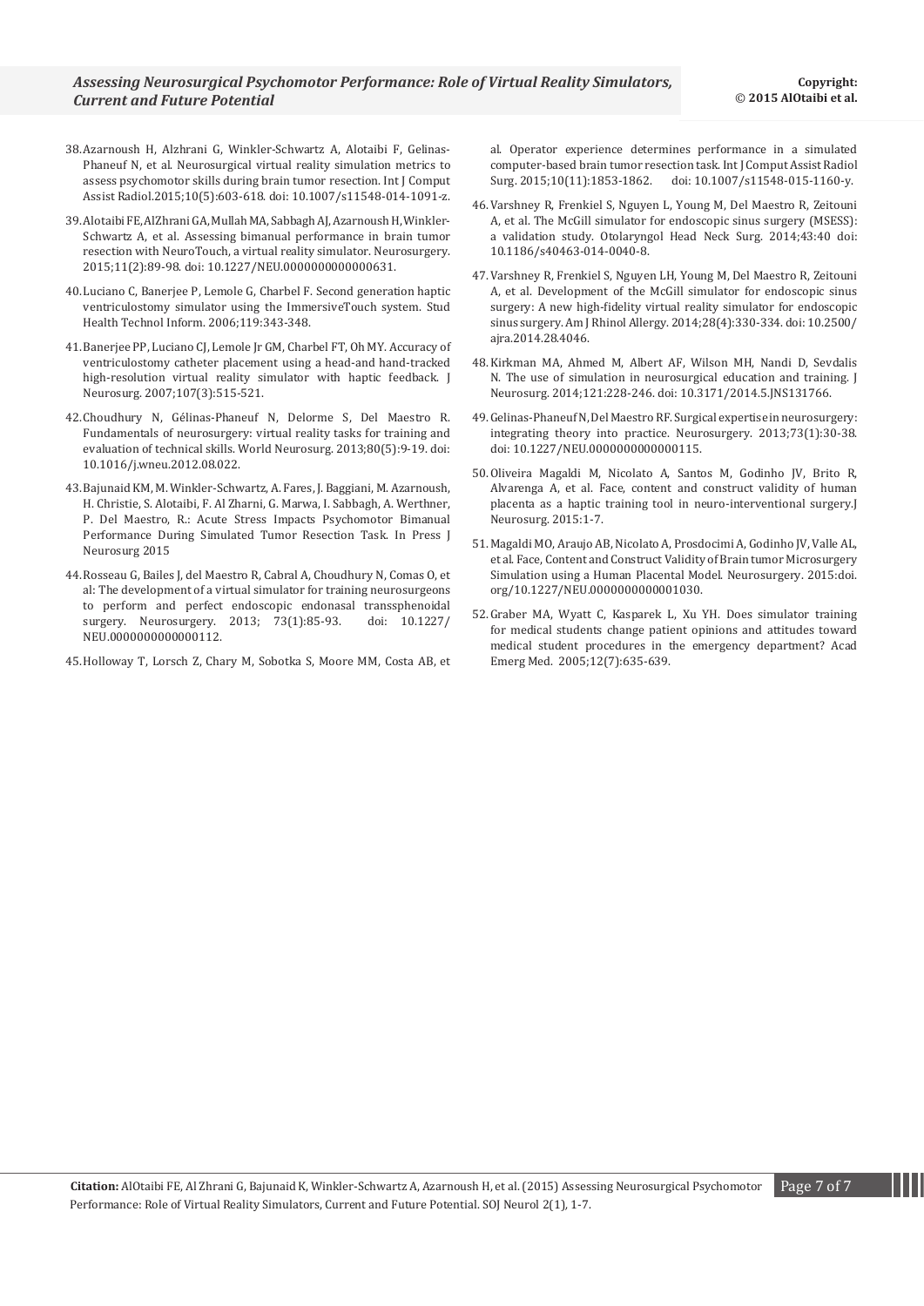38. Azarnoush H, Alzhrani G, Winkler-Schwartz A, Alotaibi F, Gelinas-Phaneuf N, et al. Neurosurgical virtual reality simulation metrics to assess psychomotor skills during brain tumor resection. Int J Comput Assist Radiol.2015;10(5):603-618. doi: 10.1007/s11548-014-1091-z.

39. Alotaibi FE, AlZhrani GA, Mullah MA, Sabbagh AJ, Azarnoush H, Winkler-Schwartz A, et al. Assessing bimanual performance in brain tumor resection with NeuroTouch, a virtual reality simulator. Neurosurgery. 2015;11(2):89-98. doi: 10.1227/NEU.0000000000000631.

40. Luciano C, Banerjee P, Lemole G, Charbel F. Second generation haptic ventriculostomy simulator using the ImmersiveTouch system. Stud Health Technol Inform. 2006;119:343-348.

41. Banerjee PP, Luciano CJ, Lemole Jr GM, Charbel FT, Oh MY. Accuracy of ventriculostomy catheter placement using a head-and hand-tracked high-resolution virtual reality simulator with haptic feedback. J Neurosurg. 2007;107(3):515-521.

42. Choudhury N, Gélinas-Phaneuf N, Delorme S, Del Maestro R. Fundamentals of neurosurgery: virtual reality tasks for training and evaluation of technical skills. World Neurosurg. 2013;80(5):9-19. doi: 10.1016/j.wneu.2012.08.022.

43. Bajunaid KM, M. Winkler-Schwartz, A. Fares, J. Baggiani, M. Azarnoush, H. Christie, S. Alotaibi, F. Al Zharni, G. Marwa, I. Sabbagh, A. Werthner, P. Del Maestro, R.: Acute Stress Impacts Psychomotor Bimanual Performance During Simulated Tumor Resection Task. In Press J Neurosurg 2015

44. Rosseau G, Bailes J, del Maestro R, Cabral A, Choudhury N, Comas O, et al: The development of a virtual simulator for training neurosurgeons to perform and perfect endoscopic endonasal transsphenoidal surgery. Neurosurgery. 2013; 73(1):85-93. doi: 10.1227/NEU.0000000000000112.

45. Holloway T, Lorsch Z, Chary M, Sobotka S, Moore MM, Costa AB, et al. Operator experience determines performance in a simulated computer-based brain tumor resection task. Int J Comput Assist Radiol Surg. 2015;10(11):1853-1862. doi: 10.1007/s11548-015-1160-y.

46. Varshney R, Frenkiel S, Nguyen L, Young M, Del Maestro R, Zeitouni A, et al. The McGill simulator for endoscopic sinus surgery (MSESS): a validation study. Otolaryngol Head Neck Surg. 2014;43:40 doi: 10.1186/s40463-014-0040-8.

47. Varshney R, Frenkiel S, Nguyen LH, Young M, Del Maestro R, Zeitouni A, et al. Development of the McGill simulator for endoscopic sinus surgery: A new high-fidelity virtual reality simulator for endoscopic sinus surgery. Am J Rhinol Allergy. 2014;28(4):330-334. doi: 10.2500/ajra.2014.28.4046.

48. Kirkman MA, Ahmed M, Albert AF, Wilson MH, Nandi D, Sevdalis N. The use of simulation in neurosurgical education and training. J Neurosurg. 2014;121:228-246. doi: 10.3171/2014.5.JNS131766.

49. Gelinas-Phaneuf N, Del Maestro RF. Surgical expertise in neurosurgery: integrating theory into practice. Neurosurgery. 2013;73(1):30-38. doi: 10.1227/NEU.0000000000000115.

50. Oliveira Magaldi M, Nicolato A, Santos M, Godinho JV, Brito R, Alvarenga A, et al. Face, content and construct validity of human placenta as a haptic training tool in neuro-interventional surgery.J Neurosurg. 2015:1-7.

51. Magaldi MO, Araujo AB, Nicolato A, Prosdocimi A, Godinho JV, Valle AL, et al. Face, Content and Construct Validity of Brain tumor Microsurgery Simulation using a Human Placental Model. Neurosurgery. 2015:doi.org/10.1227/NEU.0000000000001030.

52. Graber MA, Wyatt C, Kasparek L, Xu YH. Does simulator training for medical students change patient opinions and attitudes toward medical student procedures in the emergency department? Acad Emerg Med. 2005;12(7):635-639.